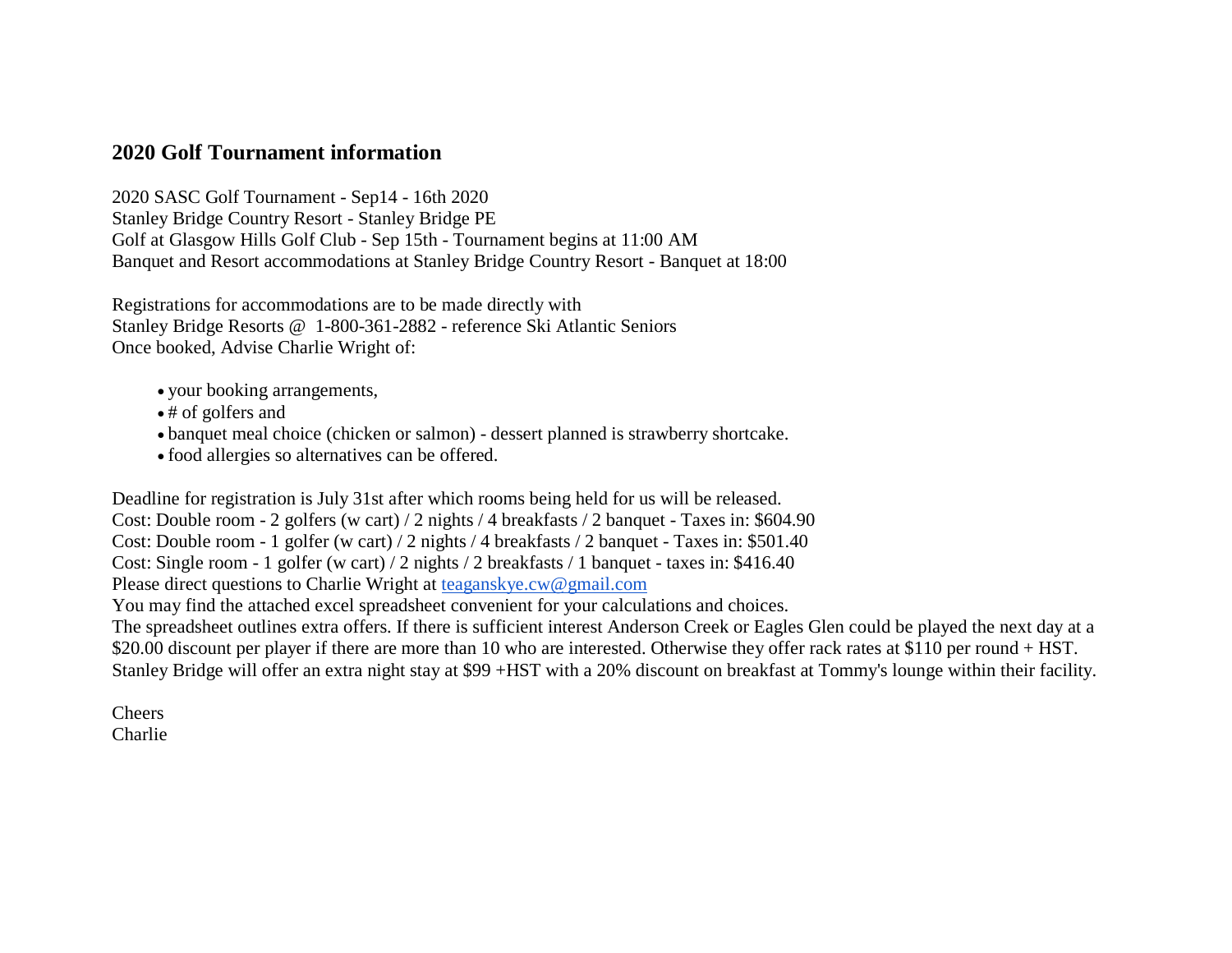## 2020 Golf Tournament information

2020 SASC Golf Tournament - Sep14 - 16th 2020
Stanley Bridge Country Resort - Stanley Bridge PE
Golf at Glasgow Hills Golf Club - Sep 15th - Tournament begins at 11:00 AM
Banquet and Resort accommodations at Stanley Bridge Country Resort - Banquet at 18:00

Registrations for accommodations are to be made directly with
Stanley Bridge Resorts @ 1-800-361-2882 - reference Ski Atlantic Seniors
Once booked, Advise Charlie Wright of:

- your booking arrangements,
- # of golfers and
- banquet meal choice (chicken or salmon) - dessert planned is strawberry shortcake.
- food allergies so alternatives can be offered.

Deadline for registration is July 31st after which rooms being held for us will be released.
Cost: Double room - 2 golfers (w cart) / 2 nights / 4 breakfasts / 2 banquet - Taxes in: $604.90
Cost: Double room - 1 golfer (w cart) / 2 nights / 4 breakfasts / 2 banquet - Taxes in: $501.40
Cost: Single room - 1 golfer (w cart) / 2 nights / 2 breakfasts / 1 banquet - taxes in: $416.40
Please direct questions to Charlie Wright at teaganskye.cw@gmail.com
You may find the attached excel spreadsheet convenient for your calculations and choices.
The spreadsheet outlines extra offers. If there is sufficient interest Anderson Creek or Eagles Glen could be played the next day at a $20.00 discount per player if there are more than 10 who are interested. Otherwise they offer rack rates at $110 per round + HST.
Stanley Bridge will offer an extra night stay at $99 +HST with a 20% discount on breakfast at Tommy's lounge within their facility.

Cheers
Charlie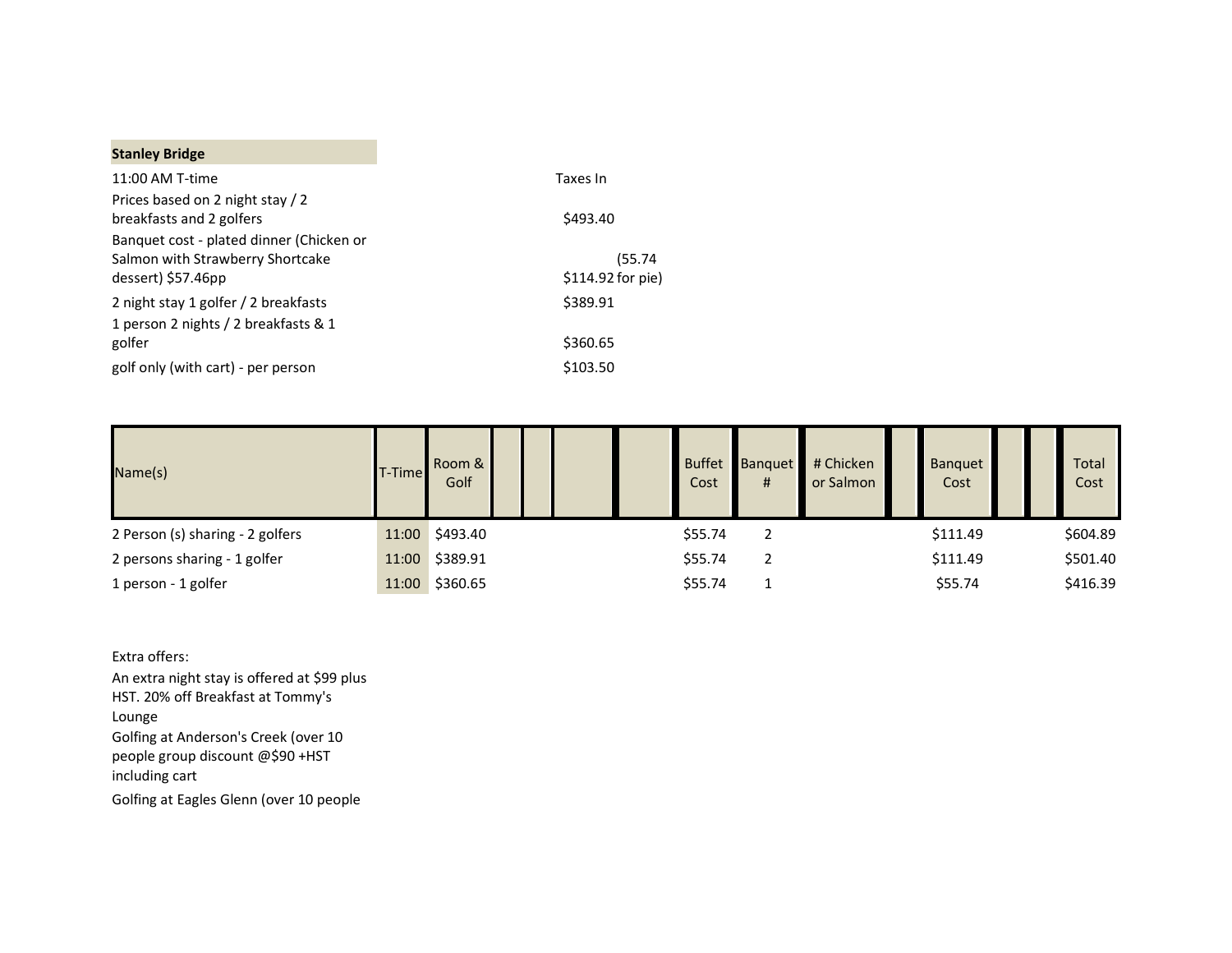**Stanley Bridge**

| | Taxes In |
|---|---|
| 11:00 AM T-time | |
| Prices based on 2 night stay / 2 breakfasts and 2 golfers | $493.40 |
| Banquet cost - plated dinner (Chicken or Salmon with Strawberry Shortcake dessert) $57.46pp | (55.74 $114.92 for pie) |
| 2 night stay 1 golfer / 2 breakfasts | $389.91 |
| 1 person 2 nights / 2 breakfasts & 1 golfer | $360.65 |
| golf only (with cart) - per person | $103.50 |

| Name(s) | T-Time | Room & Golf | | | | | Buffet Cost | Banquet # | # Chicken or Salmon | | Banquet Cost | | | Total Cost |
|---|---|---|---|---|---|---|---|---|---|---|---|---|---|---|
| 2 Person (s) sharing - 2 golfers | 11:00 | $493.40 | | | | | $55.74 | 2 | | | $111.49 | | | $604.89 |
| 2 persons sharing - 1 golfer | 11:00 | $389.91 | | | | | $55.74 | 2 | | | $111.49 | | | $501.40 |
| 1 person - 1 golfer | 11:00 | $360.65 | | | | | $55.74 | 1 | | | $55.74 | | | $416.39 |

Extra offers:

An extra night stay is offered at $99 plus HST. 20% off Breakfast at Tommy's Lounge

Golfing at Anderson's Creek (over 10 people group discount @$90 +HST including cart

Golfing at Eagles Glenn (over 10 people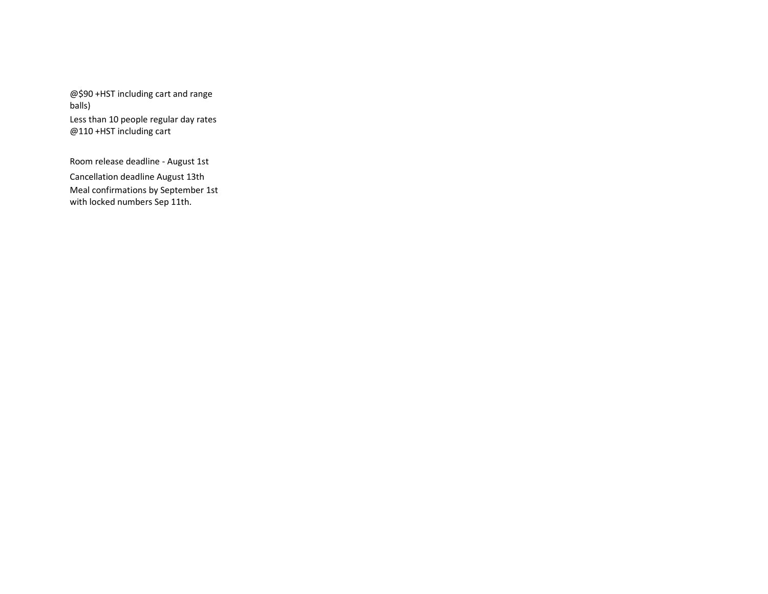@$90 +HST including cart and range balls)

Less than 10 people regular day rates @110 +HST including cart

Room release deadline - August 1st

Cancellation deadline August 13th

Meal confirmations by September 1st with locked numbers Sep 11th.